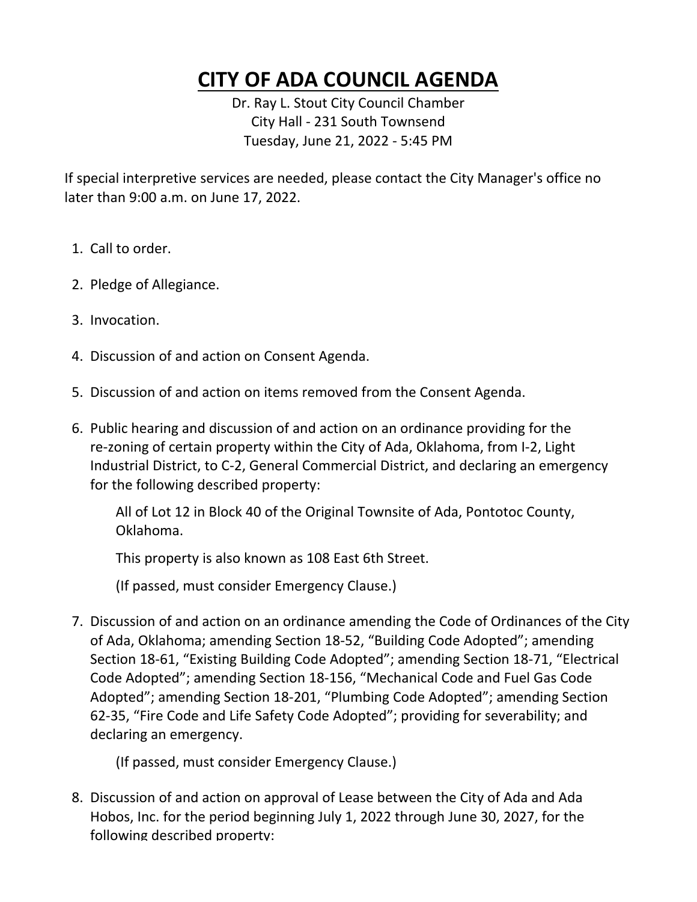# CITY OF ADA COUNCIL AGENDA

Dr. Ray L. Stout City Council Chamber
City Hall - 231 South Townsend
Tuesday, June 21, 2022 - 5:45 PM

If special interpretive services are needed, please contact the City Manager's office no later than 9:00 a.m. on June 17, 2022.

1. Call to order.

2. Pledge of Allegiance.

3. Invocation.

4. Discussion of and action on Consent Agenda.

5. Discussion of and action on items removed from the Consent Agenda.

6. Public hearing and discussion of and action on an ordinance providing for the re-zoning of certain property within the City of Ada, Oklahoma, from I-2, Light Industrial District, to C-2, General Commercial District, and declaring an emergency for the following described property:

   All of Lot 12 in Block 40 of the Original Townsite of Ada, Pontotoc County, Oklahoma.

   This property is also known as 108 East 6th Street.

   (If passed, must consider Emergency Clause.)

7. Discussion of and action on an ordinance amending the Code of Ordinances of the City of Ada, Oklahoma; amending Section 18-52, "Building Code Adopted"; amending Section 18-61, "Existing Building Code Adopted"; amending Section 18-71, "Electrical Code Adopted"; amending Section 18-156, "Mechanical Code and Fuel Gas Code Adopted"; amending Section 18-201, "Plumbing Code Adopted"; amending Section 62-35, "Fire Code and Life Safety Code Adopted"; providing for severability; and declaring an emergency.

   (If passed, must consider Emergency Clause.)

8. Discussion of and action on approval of Lease between the City of Ada and Ada Hobos, Inc. for the period beginning July 1, 2022 through June 30, 2027, for the following described property: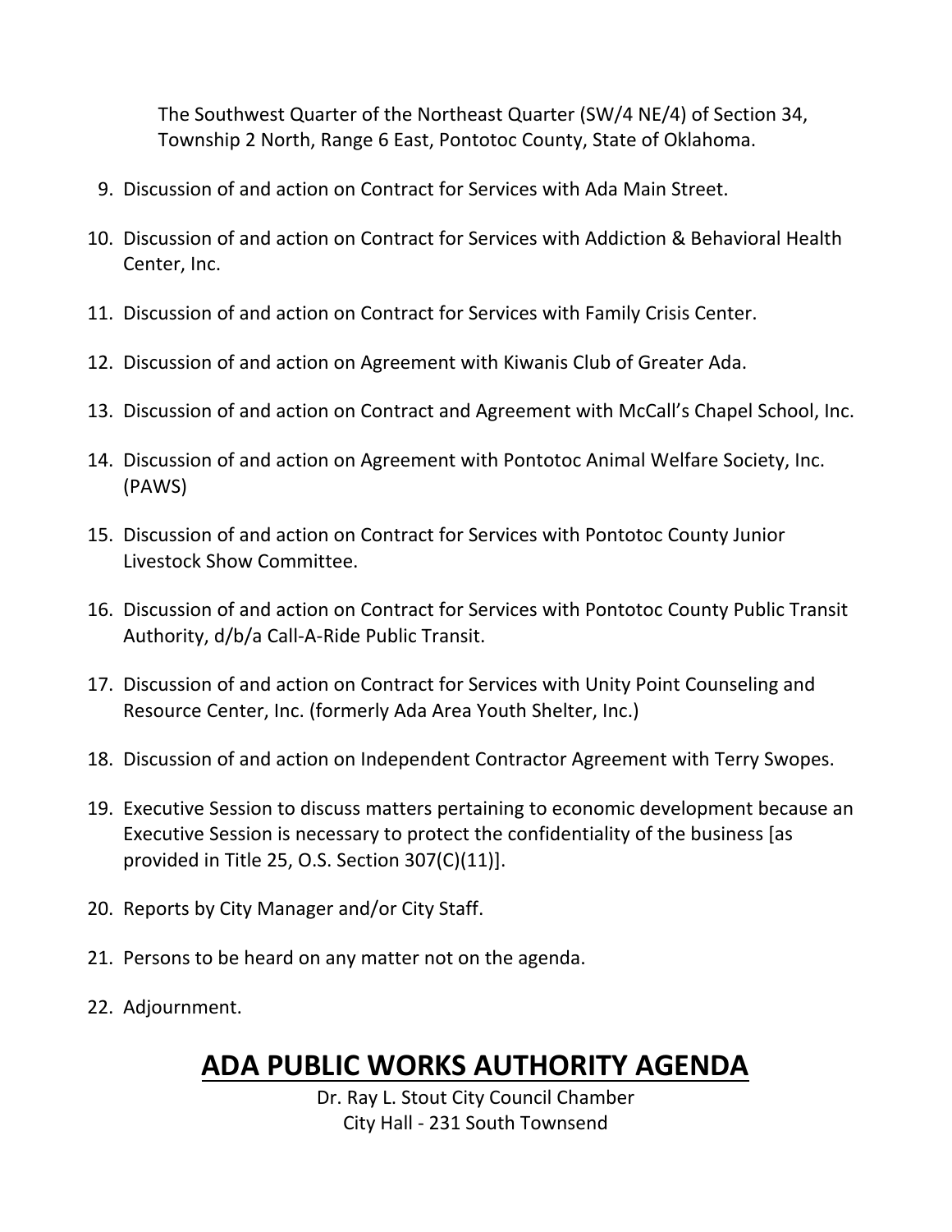The Southwest Quarter of the Northeast Quarter (SW/4 NE/4) of Section 34, Township 2 North, Range 6 East, Pontotoc County, State of Oklahoma.

9. Discussion of and action on Contract for Services with Ada Main Street.

10. Discussion of and action on Contract for Services with Addiction & Behavioral Health Center, Inc.

11. Discussion of and action on Contract for Services with Family Crisis Center.

12. Discussion of and action on Agreement with Kiwanis Club of Greater Ada.

13. Discussion of and action on Contract and Agreement with McCall's Chapel School, Inc.

14. Discussion of and action on Agreement with Pontotoc Animal Welfare Society, Inc. (PAWS)

15. Discussion of and action on Contract for Services with Pontotoc County Junior Livestock Show Committee.

16. Discussion of and action on Contract for Services with Pontotoc County Public Transit Authority, d/b/a Call-A-Ride Public Transit.

17. Discussion of and action on Contract for Services with Unity Point Counseling and Resource Center, Inc. (formerly Ada Area Youth Shelter, Inc.)

18. Discussion of and action on Independent Contractor Agreement with Terry Swopes.

19. Executive Session to discuss matters pertaining to economic development because an Executive Session is necessary to protect the confidentiality of the business [as provided in Title 25, O.S. Section 307(C)(11)].

20. Reports by City Manager and/or City Staff.

21. Persons to be heard on any matter not on the agenda.

22. Adjournment.

# ADA PUBLIC WORKS AUTHORITY AGENDA

Dr. Ray L. Stout City Council Chamber
City Hall - 231 South Townsend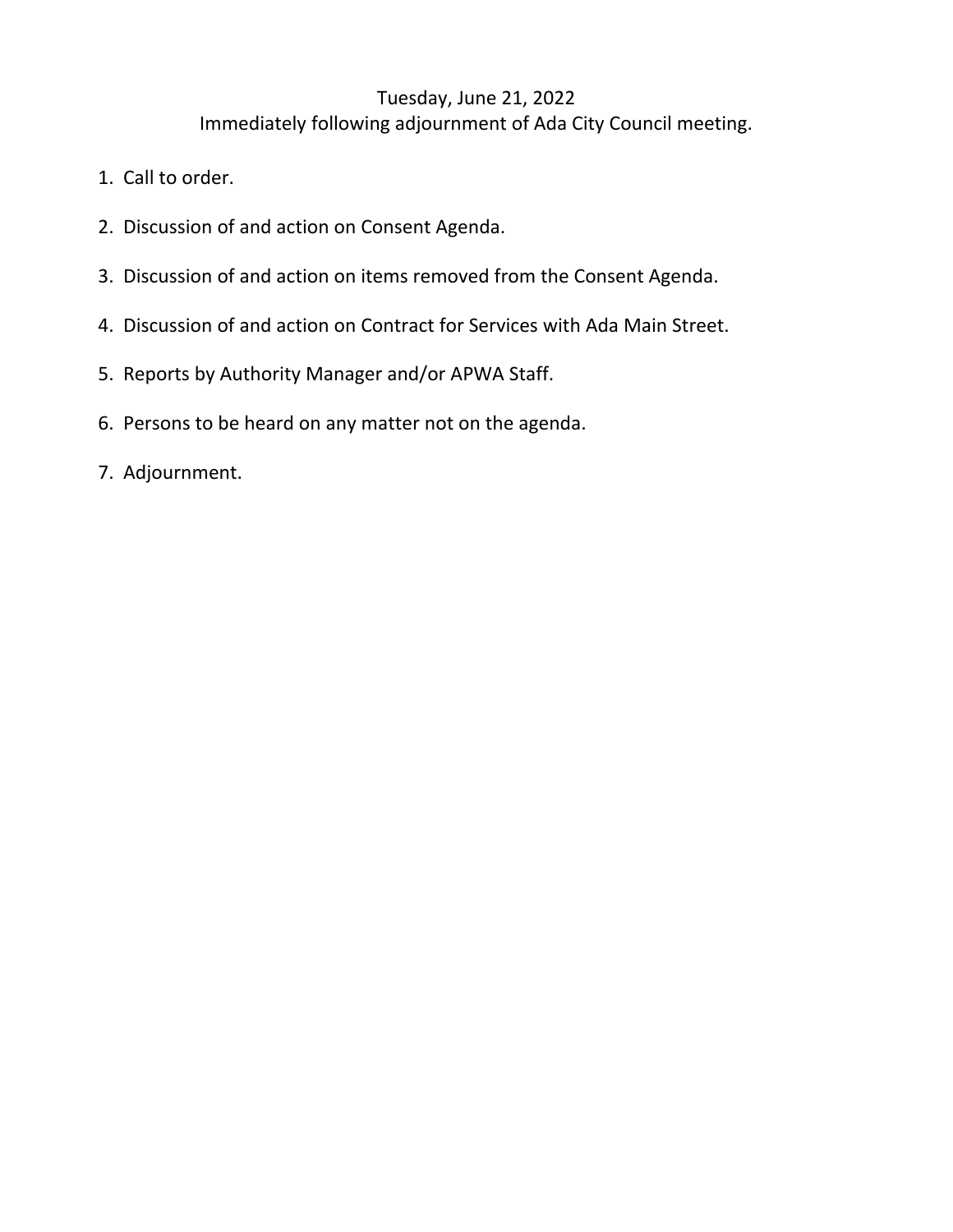Tuesday, June 21, 2022
Immediately following adjournment of Ada City Council meeting.

1. Call to order.

2. Discussion of and action on Consent Agenda.

3. Discussion of and action on items removed from the Consent Agenda.

4. Discussion of and action on Contract for Services with Ada Main Street.

5. Reports by Authority Manager and/or APWA Staff.

6. Persons to be heard on any matter not on the agenda.

7. Adjournment.